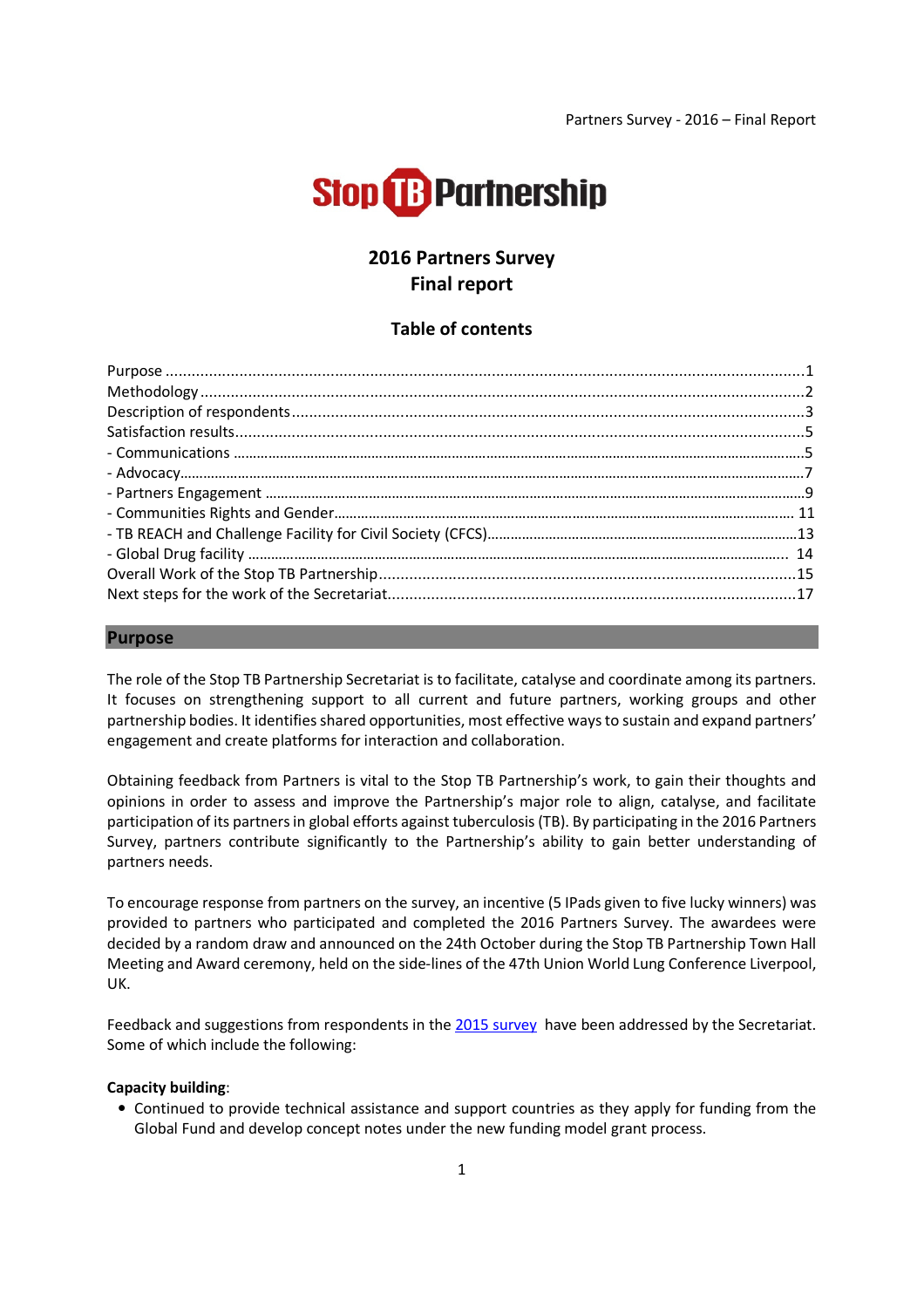Stop TB Partnership

# 2016 Partners Survey
# Final report

## Table of contents

Purpose ....1
Methodology ....2
Description of respondents ....3
Satisfaction results ....5
- Communications ....5
- Advocacy ....7
- Partners Engagement ....9
- Communities Rights and Gender ....11
- TB REACH and Challenge Facility for Civil Society (CFCS) ....13
- Global Drug facility ....14
Overall Work of the Stop TB Partnership ....15
Next steps for the work of the Secretariat ....17

## Purpose

The role of the Stop TB Partnership Secretariat is to facilitate, catalyse and coordinate among its partners. It focuses on strengthening support to all current and future partners, working groups and other partnership bodies. It identifies shared opportunities, most effective ways to sustain and expand partners' engagement and create platforms for interaction and collaboration.

Obtaining feedback from Partners is vital to the Stop TB Partnership's work, to gain their thoughts and opinions in order to assess and improve the Partnership's major role to align, catalyse, and facilitate participation of its partners in global efforts against tuberculosis (TB). By participating in the 2016 Partners Survey, partners contribute significantly to the Partnership's ability to gain better understanding of partners needs.

To encourage response from partners on the survey, an incentive (5 IPads given to five lucky winners) was provided to partners who participated and completed the 2016 Partners Survey. The awardees were decided by a random draw and announced on the 24th October during the Stop TB Partnership Town Hall Meeting and Award ceremony, held on the side-lines of the 47th Union World Lung Conference Liverpool, UK.

Feedback and suggestions from respondents in the 2015 survey have been addressed by the Secretariat. Some of which include the following:

**Capacity building**:

- Continued to provide technical assistance and support countries as they apply for funding from the Global Fund and develop concept notes under the new funding model grant process.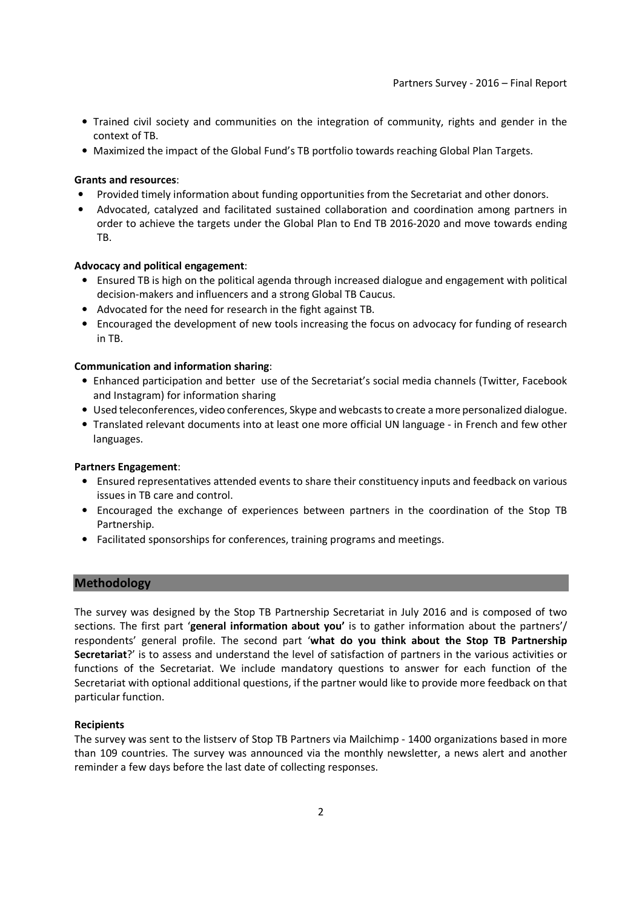- Trained civil society and communities on the integration of community, rights and gender in the context of TB.
- Maximized the impact of the Global Fund's TB portfolio towards reaching Global Plan Targets.

**Grants and resources**:

- Provided timely information about funding opportunities from the Secretariat and other donors.
- Advocated, catalyzed and facilitated sustained collaboration and coordination among partners in order to achieve the targets under the Global Plan to End TB 2016-2020 and move towards ending TB.

**Advocacy and political engagement**:

- Ensured TB is high on the political agenda through increased dialogue and engagement with political decision-makers and influencers and a strong Global TB Caucus.
- Advocated for the need for research in the fight against TB.
- Encouraged the development of new tools increasing the focus on advocacy for funding of research in TB.

**Communication and information sharing**:

- Enhanced participation and better use of the Secretariat's social media channels (Twitter, Facebook and Instagram) for information sharing
- Used teleconferences, video conferences, Skype and webcasts to create a more personalized dialogue.
- Translated relevant documents into at least one more official UN language - in French and few other languages.

**Partners Engagement**:

- Ensured representatives attended events to share their constituency inputs and feedback on various issues in TB care and control.
- Encouraged the exchange of experiences between partners in the coordination of the Stop TB Partnership.
- Facilitated sponsorships for conferences, training programs and meetings.

## Methodology

The survey was designed by the Stop TB Partnership Secretariat in July 2016 and is composed of two sections. The first part '**general information about you'** is to gather information about the partners'/ respondents' general profile. The second part '**what do you think about the Stop TB Partnership Secretariat**?' is to assess and understand the level of satisfaction of partners in the various activities or functions of the Secretariat. We include mandatory questions to answer for each function of the Secretariat with optional additional questions, if the partner would like to provide more feedback on that particular function.

**Recipients**

The survey was sent to the listserv of Stop TB Partners via Mailchimp - 1400 organizations based in more than 109 countries. The survey was announced via the monthly newsletter, a news alert and another reminder a few days before the last date of collecting responses.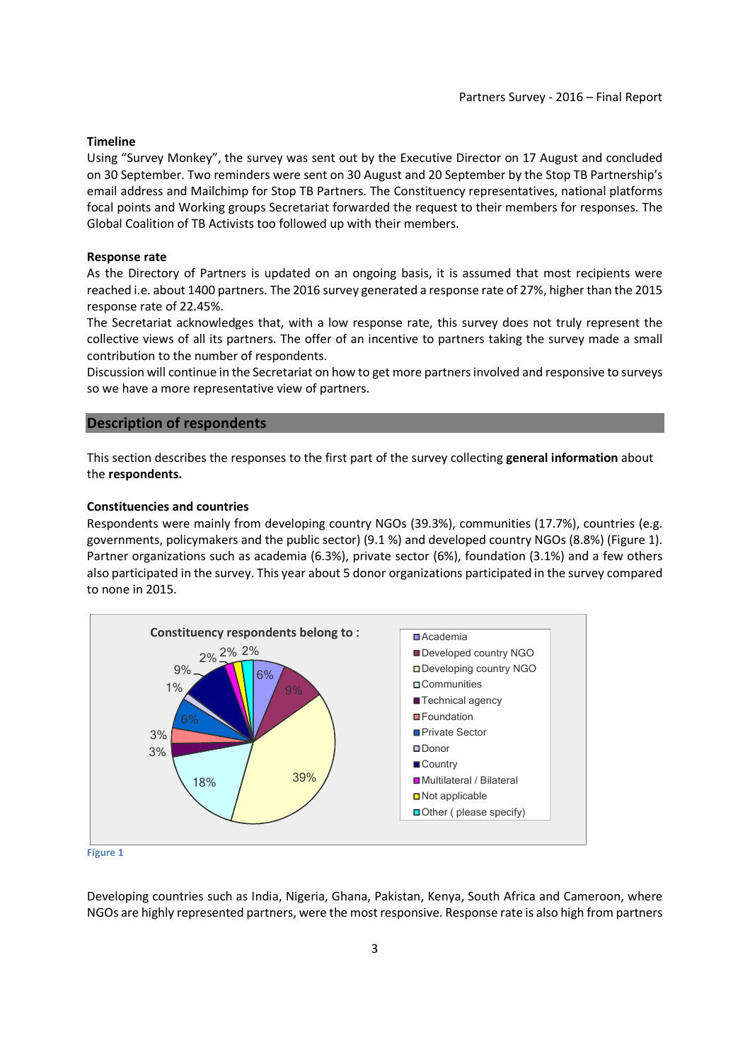### Timeline

Using "Survey Monkey", the survey was sent out by the Executive Director on 17 August and concluded on 30 September. Two reminders were sent on 30 August and 20 September by the Stop TB Partnership's email address and Mailchimp for Stop TB Partners. The Constituency representatives, national platforms focal points and Working groups Secretariat forwarded the request to their members for responses. The Global Coalition of TB Activists too followed up with their members.

### Response rate

As the Directory of Partners is updated on an ongoing basis, it is assumed that most recipients were reached i.e. about 1400 partners. The 2016 survey generated a response rate of 27%, higher than the 2015 response rate of 22.45%.

The Secretariat acknowledges that, with a low response rate, this survey does not truly represent the collective views of all its partners. The offer of an incentive to partners taking the survey made a small contribution to the number of respondents.

Discussion will continue in the Secretariat on how to get more partners involved and responsive to surveys so we have a more representative view of partners.

## Description of respondents

This section describes the responses to the first part of the survey collecting **general information** about the **respondents.**

### Constituencies and countries

Respondents were mainly from developing country NGOs (39.3%), communities (17.7%), countries (e.g. governments, policymakers and the public sector) (9.1 %) and developed country NGOs (8.8%) (Figure 1). Partner organizations such as academia (6.3%), private sector (6%), foundation (3.1%) and a few others also participated in the survey. This year about 5 donor organizations participated in the survey compared to none in 2015.

Constituency respondents belong to :

6%
9%
39%
18%
3%
3%
6%
1%
9%
2%
2%
2%

Academia
Developed country NGO
Developing country NGO
Communities
Technical agency
Foundation
Private Sector
Donor
Country
Multilateral / Bilateral
Not applicable
Other ( please specify)

Figure 1

Developing countries such as India, Nigeria, Ghana, Pakistan, Kenya, South Africa and Cameroon, where NGOs are highly represented partners, were the most responsive. Response rate is also high from partners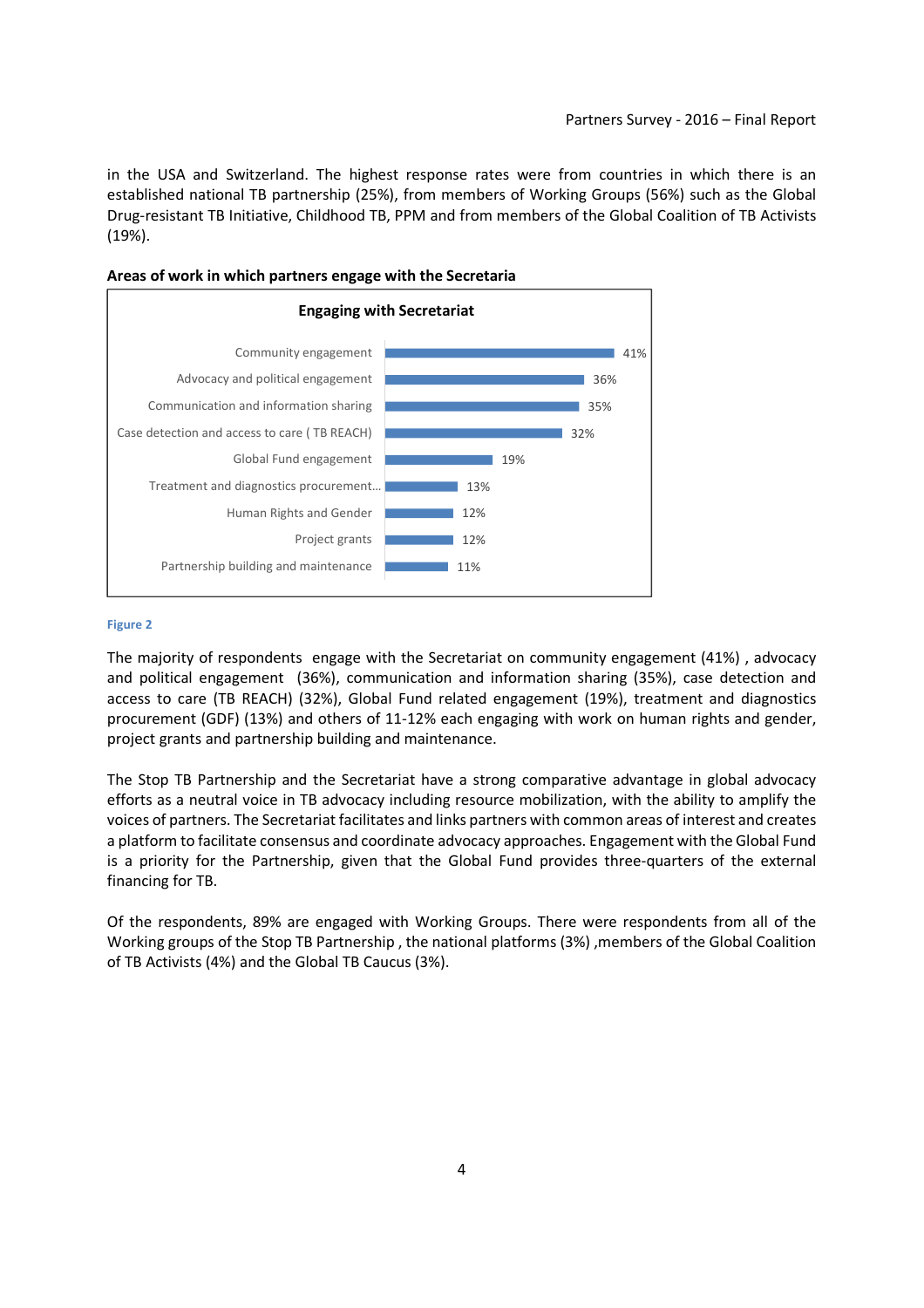in the USA and Switzerland. The highest response rates were from countries in which there is an established national TB partnership (25%), from members of Working Groups (56%) such as the Global Drug-resistant TB Initiative, Childhood TB, PPM and from members of the Global Coalition of TB Activists (19%).

**Areas of work in which partners engage with the Secretaria**

**Engaging with Secretariat**

Community engagement 41%
Advocacy and political engagement 36%
Communication and information sharing 35%
Case detection and access to care ( TB REACH) 32%
Global Fund engagement 19%
Treatment and diagnostics procurement... 13%
Human Rights and Gender 12%
Project grants 12%
Partnership building and maintenance 11%

Figure 2

The majority of respondents engage with the Secretariat on community engagement (41%) , advocacy and political engagement (36%), communication and information sharing (35%), case detection and access to care (TB REACH) (32%), Global Fund related engagement (19%), treatment and diagnostics procurement (GDF) (13%) and others of 11-12% each engaging with work on human rights and gender, project grants and partnership building and maintenance.

The Stop TB Partnership and the Secretariat have a strong comparative advantage in global advocacy efforts as a neutral voice in TB advocacy including resource mobilization, with the ability to amplify the voices of partners. The Secretariat facilitates and links partners with common areas of interest and creates a platform to facilitate consensus and coordinate advocacy approaches. Engagement with the Global Fund is a priority for the Partnership, given that the Global Fund provides three-quarters of the external financing for TB.

Of the respondents, 89% are engaged with Working Groups. There were respondents from all of the Working groups of the Stop TB Partnership , the national platforms (3%) ,members of the Global Coalition of TB Activists (4%) and the Global TB Caucus (3%).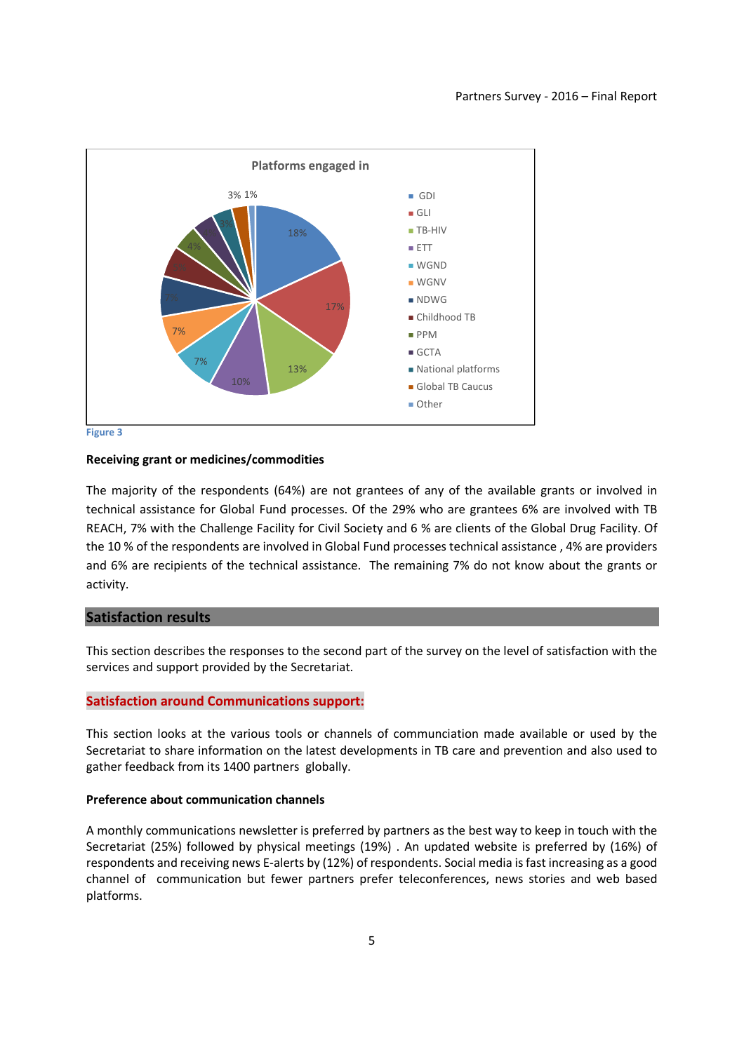Platforms engaged in

3% 1%

18%

17%

13%

10%

7%

7%

7%

4%

3%

GDI
GLI
TB-HIV
ETT
WGND
WGNV
NDWG
Childhood TB
PPM
GCTA
National platforms
Global TB Caucus
Other

Figure 3

**Receiving grant or medicines/commodities**

The majority of the respondents (64%) are not grantees of any of the available grants or involved in technical assistance for Global Fund processes. Of the 29% who are grantees 6% are involved with TB REACH, 7% with the Challenge Facility for Civil Society and 6 % are clients of the Global Drug Facility. Of the 10 % of the respondents are involved in Global Fund processes technical assistance , 4% are providers and 6% are recipients of the technical assistance. The remaining 7% do not know about the grants or activity.

## Satisfaction results

This section describes the responses to the second part of the survey on the level of satisfaction with the services and support provided by the Secretariat.

### Satisfaction around Communications support:

This section looks at the various tools or channels of communciation made available or used by the Secretariat to share information on the latest developments in TB care and prevention and also used to gather feedback from its 1400 partners globally.

**Preference about communication channels**

A monthly communications newsletter is preferred by partners as the best way to keep in touch with the Secretariat (25%) followed by physical meetings (19%) . An updated website is preferred by (16%) of respondents and receiving news E-alerts by (12%) of respondents. Social media is fast increasing as a good channel of communication but fewer partners prefer teleconferences, news stories and web based platforms.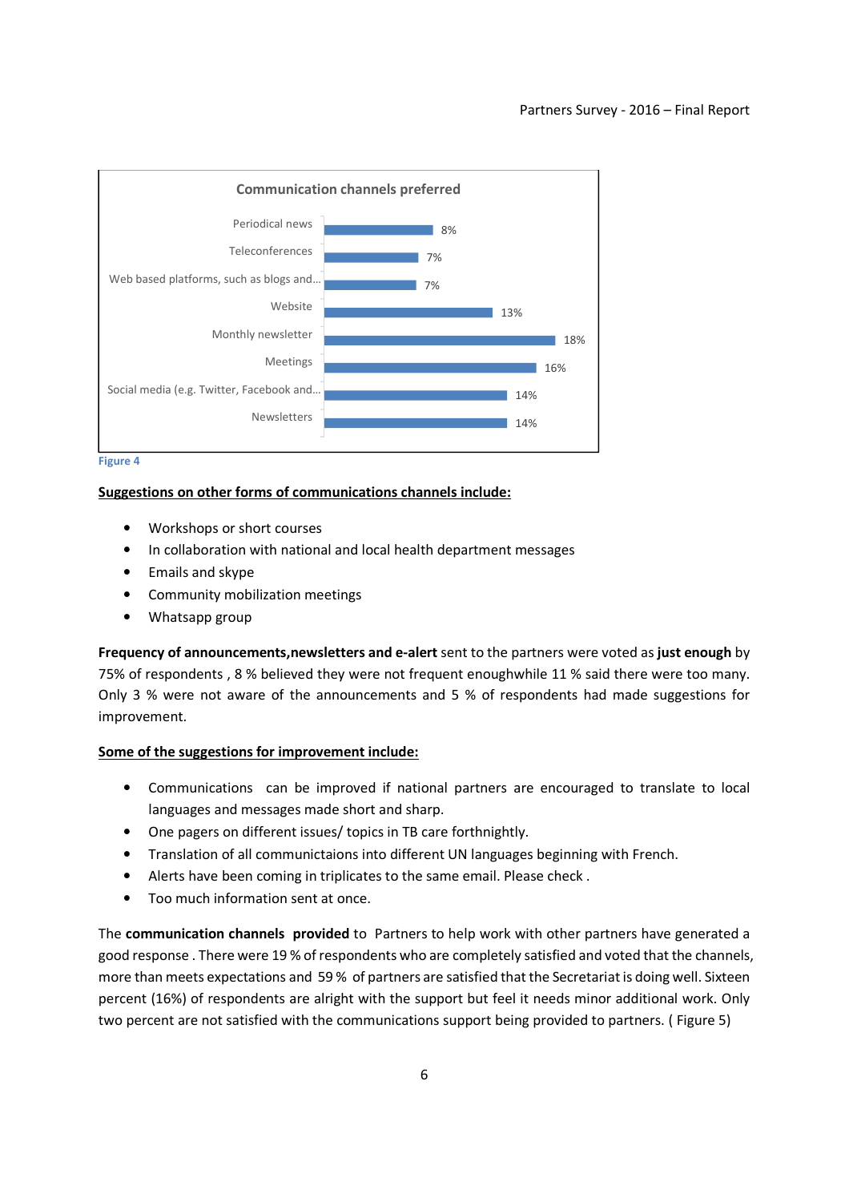Communication channels preferred

Periodical news 8%
Teleconferences 7%
Web based platforms, such as blogs and... 7%
Website 13%
Monthly newsletter 18%
Meetings 16%
Social media (e.g. Twitter, Facebook and... 14%
Newsletters 14%

Figure 4

**Suggestions on other forms of communications channels include:**

- Workshops or short courses
- In collaboration with national and local health department messages
- Emails and skype
- Community mobilization meetings
- Whatsapp group

**Frequency of announcements,newsletters and e-alert** sent to the partners were voted as **just enough** by 75% of respondents , 8 % believed they were not frequent enoughwhile 11 % said there were too many. Only 3 % were not aware of the announcements and 5 % of respondents had made suggestions for improvement.

**Some of the suggestions for improvement include:**

- Communications can be improved if national partners are encouraged to translate to local languages and messages made short and sharp.
- One pagers on different issues/ topics in TB care forthnightly.
- Translation of all communictaions into different UN languages beginning with French.
- Alerts have been coming in triplicates to the same email. Please check .
- Too much information sent at once.

The **communication channels provided** to Partners to help work with other partners have generated a good response . There were 19 % of respondents who are completely satisfied and voted that the channels, more than meets expectations and 59 % of partners are satisfied that the Secretariat is doing well. Sixteen percent (16%) of respondents are alright with the support but feel it needs minor additional work. Only two percent are not satisfied with the communications support being provided to partners. ( Figure 5)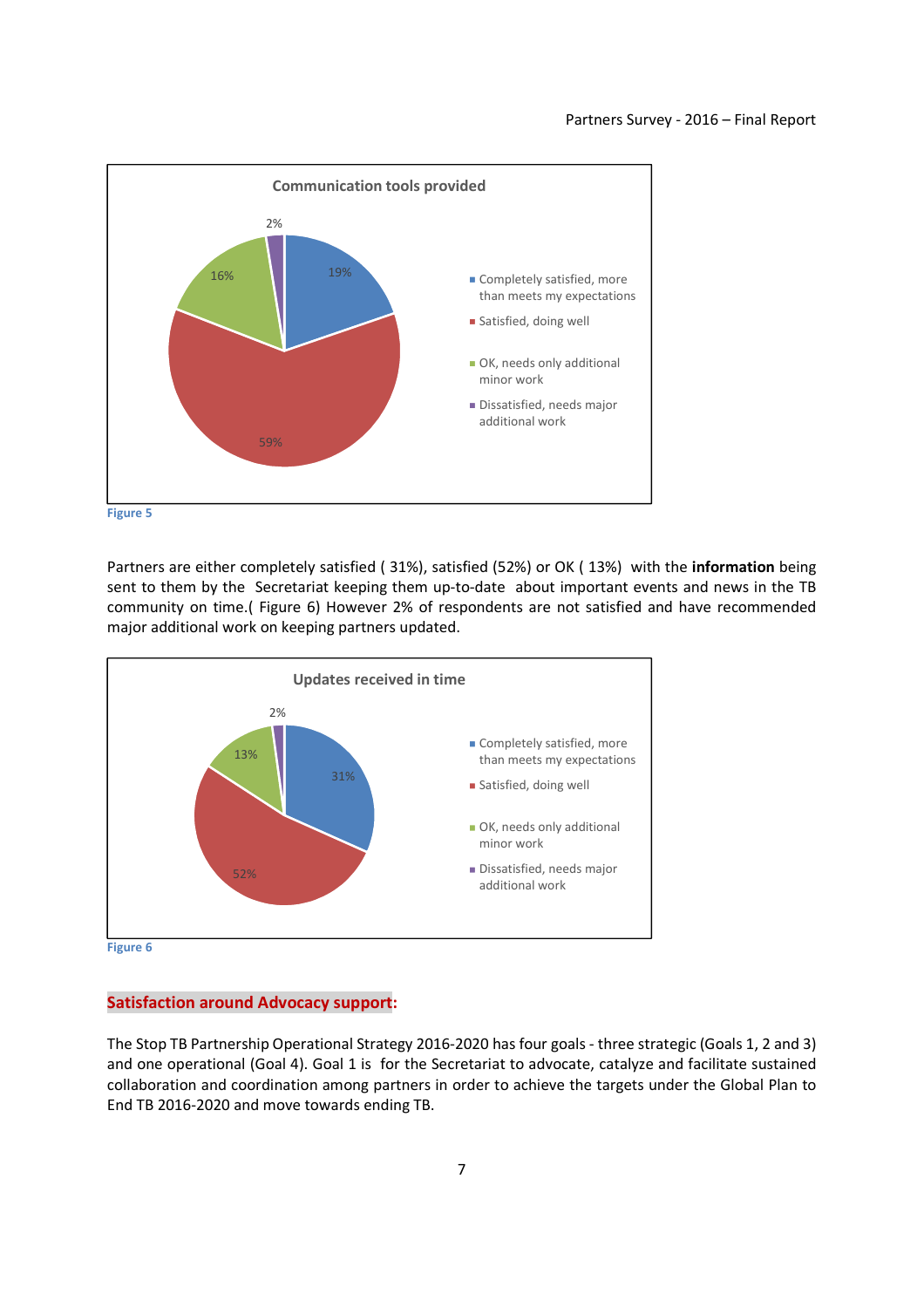Communication tools provided

2%

16%

19%

59%

Completely satisfied, more than meets my expectations

Satisfied, doing well

OK, needs only additional minor work

Dissatisfied, needs major additional work

Figure 5

Partners are either completely satisfied ( 31%), satisfied (52%) or OK ( 13%) with the **information** being sent to them by the Secretariat keeping them up-to-date about important events and news in the TB community on time.( Figure 6) However 2% of respondents are not satisfied and have recommended major additional work on keeping partners updated.

Updates received in time

2%

13%

31%

52%

Completely satisfied, more than meets my expectations

Satisfied, doing well

OK, needs only additional minor work

Dissatisfied, needs major additional work

Figure 6

## Satisfaction around Advocacy support:

The Stop TB Partnership Operational Strategy 2016-2020 has four goals - three strategic (Goals 1, 2 and 3) and one operational (Goal 4). Goal 1 is for the Secretariat to advocate, catalyze and facilitate sustained collaboration and coordination among partners in order to achieve the targets under the Global Plan to End TB 2016-2020 and move towards ending TB.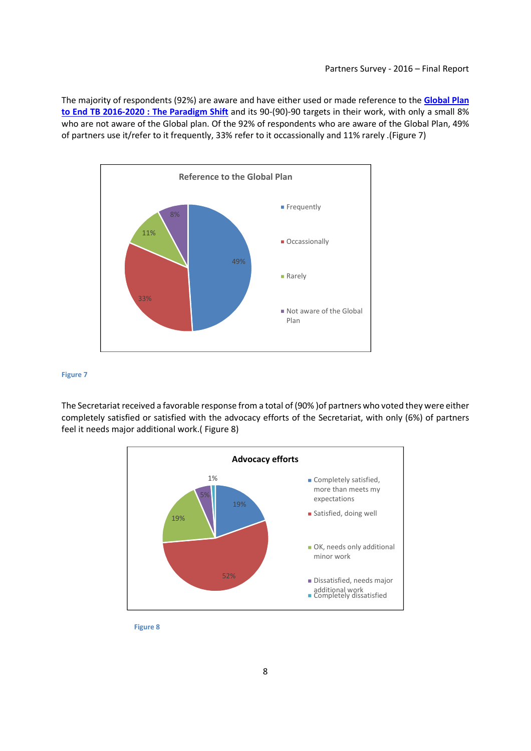The majority of respondents (92%) are aware and have either used or made reference to the **Global Plan to End TB 2016-2020 : The Paradigm Shift** and its 90-(90)-90 targets in their work, with only a small 8% who are not aware of the Global plan. Of the 92% of respondents who are aware of the Global Plan, 49% of partners use it/refer to it frequently, 33% refer to it occassionally and 11% rarely .(Figure 7)

Reference to the Global Plan

49%
33%
11%
8%

Frequently
Occassionally
Rarely
Not aware of the Global Plan

Figure 7

The Secretariat received a favorable response from a total of (90% )of partners who voted they were either completely satisfied or satisfied with the advocacy efforts of the Secretariat, with only (6%) of partners feel it needs major additional work.( Figure 8)

**Advocacy efforts**

1%
5%
19%
19%
52%

Completely satisfied, more than meets my expectations
Satisfied, doing well
OK, needs only additional minor work
Dissatisfied, needs major additional work
Completely dissatisfied

Figure 8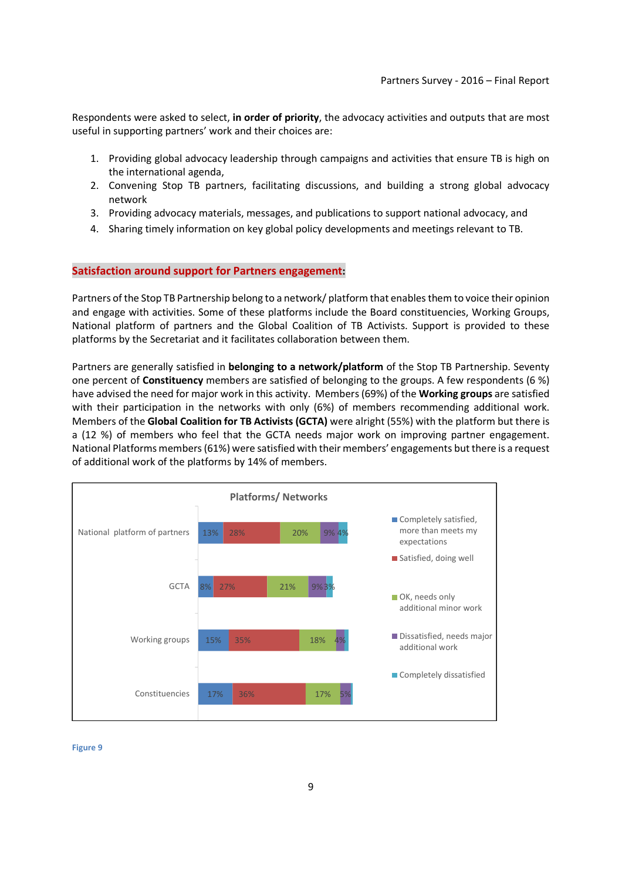Respondents were asked to select, **in order of priority**, the advocacy activities and outputs that are most useful in supporting partners' work and their choices are:

1. Providing global advocacy leadership through campaigns and activities that ensure TB is high on the international agenda,
2. Convening Stop TB partners, facilitating discussions, and building a strong global advocacy network
3. Providing advocacy materials, messages, and publications to support national advocacy, and
4. Sharing timely information on key global policy developments and meetings relevant to TB.

## Satisfaction around support for Partners engagement:

Partners of the Stop TB Partnership belong to a network/ platform that enables them to voice their opinion and engage with activities. Some of these platforms include the Board constituencies, Working Groups, National platform of partners and the Global Coalition of TB Activists. Support is provided to these platforms by the Secretariat and it facilitates collaboration between them.

Partners are generally satisfied in **belonging to a network/platform** of the Stop TB Partnership. Seventy one percent of **Constituency** members are satisfied of belonging to the groups. A few respondents (6 %) have advised the need for major work in this activity. Members (69%) of the **Working groups** are satisfied with their participation in the networks with only (6%) of members recommending additional work. Members of the **Global Coalition for TB Activists (GCTA)** were alright (55%) with the platform but there is a (12 %) of members who feel that the GCTA needs major work on improving partner engagement. National Platforms members (61%) were satisfied with their members' engagements but there is a request of additional work of the platforms by 14% of members.

Platforms/ Networks

National platform of partners: 13% 28% 20% 9% 4%

GCTA: 8% 27% 21% 9% 3%

Working groups: 15% 35% 18% 4%

Constituencies: 17% 36% 17% 5%

Completely satisfied, more than meets my expectations

Satisfied, doing well

OK, needs only additional minor work

Dissatisfied, needs major additional work

Completely dissatisfied

Figure 9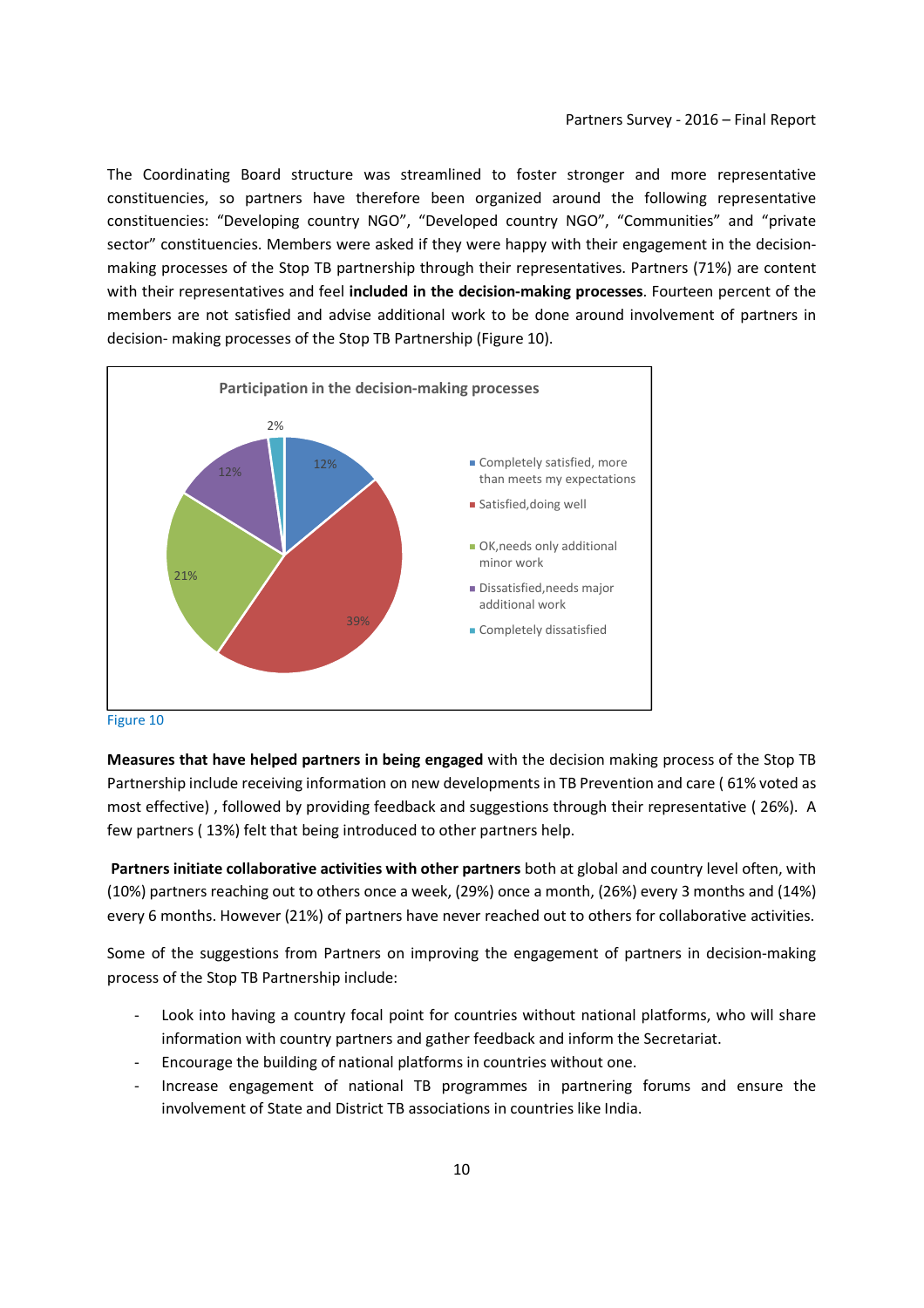The Coordinating Board structure was streamlined to foster stronger and more representative constituencies, so partners have therefore been organized around the following representative constituencies: “Developing country NGO”, “Developed country NGO”, “Communities” and “private sector” constituencies. Members were asked if they were happy with their engagement in the decision-making processes of the Stop TB partnership through their representatives. Partners (71%) are content with their representatives and feel **included in the decision-making processes**. Fourteen percent of the members are not satisfied and advise additional work to be done around involvement of partners in decision- making processes of the Stop TB Partnership (Figure 10).

Participation in the decision-making processes

12%
39%
21%
12%
2%

Completely satisfied, more than meets my expectations
Satisfied,doing well
OK,needs only additional minor work
Dissatisfied,needs major additional work
Completely dissatisfied

Figure 10

**Measures that have helped partners in being engaged** with the decision making process of the Stop TB Partnership include receiving information on new developments in TB Prevention and care ( 61% voted as most effective) , followed by providing feedback and suggestions through their representative ( 26%). A few partners ( 13%) felt that being introduced to other partners help.

**Partners initiate collaborative activities with other partners** both at global and country level often, with (10%) partners reaching out to others once a week, (29%) once a month, (26%) every 3 months and (14%) every 6 months. However (21%) of partners have never reached out to others for collaborative activities.

Some of the suggestions from Partners on improving the engagement of partners in decision-making process of the Stop TB Partnership include:

- Look into having a country focal point for countries without national platforms, who will share information with country partners and gather feedback and inform the Secretariat.
- Encourage the building of national platforms in countries without one.
- Increase engagement of national TB programmes in partnering forums and ensure the involvement of State and District TB associations in countries like India.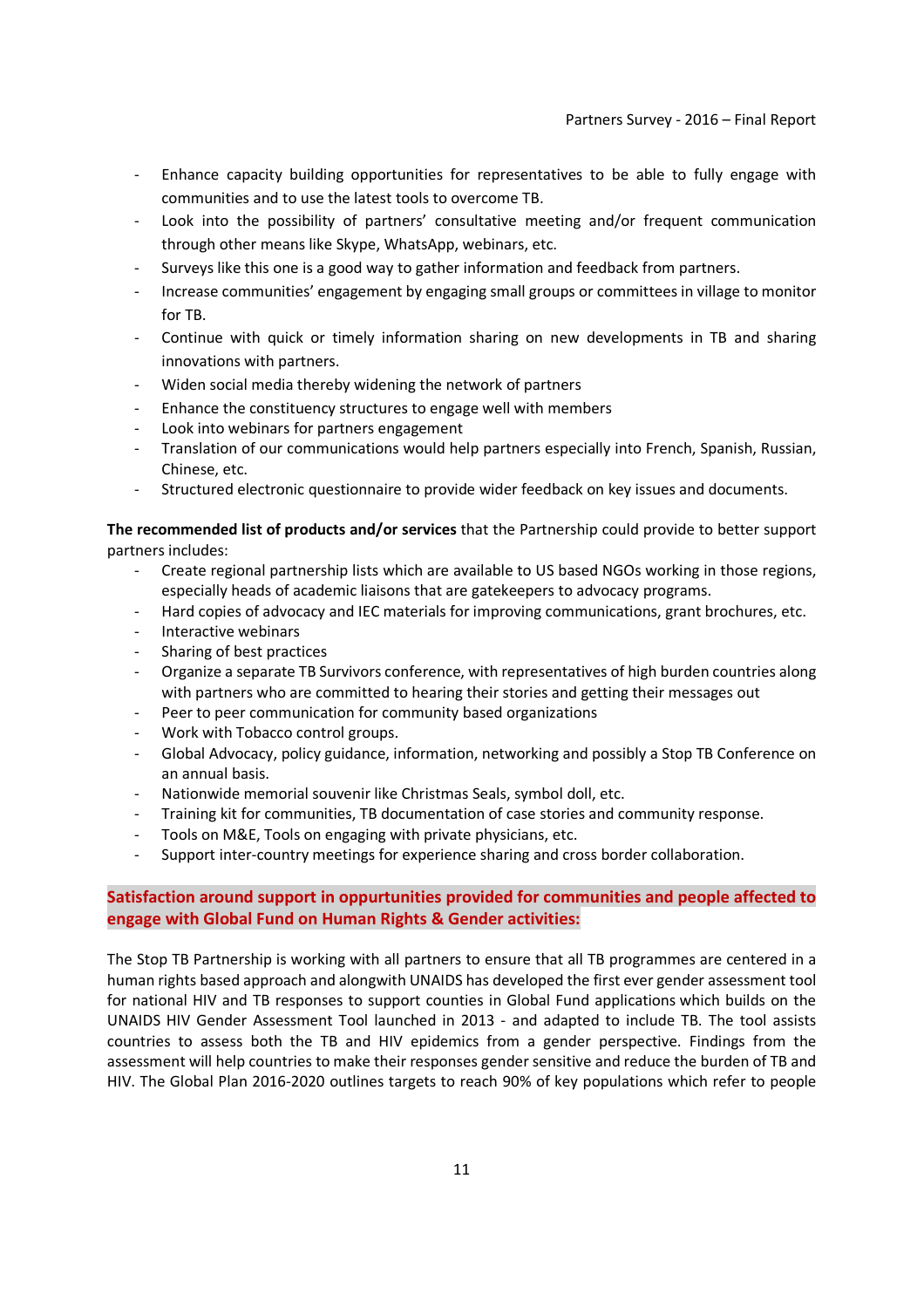- Enhance capacity building opportunities for representatives to be able to fully engage with communities and to use the latest tools to overcome TB.
- Look into the possibility of partners' consultative meeting and/or frequent communication through other means like Skype, WhatsApp, webinars, etc.
- Surveys like this one is a good way to gather information and feedback from partners.
- Increase communities' engagement by engaging small groups or committees in village to monitor for TB.
- Continue with quick or timely information sharing on new developments in TB and sharing innovations with partners.
- Widen social media thereby widening the network of partners
- Enhance the constituency structures to engage well with members
- Look into webinars for partners engagement
- Translation of our communications would help partners especially into French, Spanish, Russian, Chinese, etc.
- Structured electronic questionnaire to provide wider feedback on key issues and documents.

**The recommended list of products and/or services** that the Partnership could provide to better support partners includes:

- Create regional partnership lists which are available to US based NGOs working in those regions, especially heads of academic liaisons that are gatekeepers to advocacy programs.
- Hard copies of advocacy and IEC materials for improving communications, grant brochures, etc.
- Interactive webinars
- Sharing of best practices
- Organize a separate TB Survivors conference, with representatives of high burden countries along with partners who are committed to hearing their stories and getting their messages out
- Peer to peer communication for community based organizations
- Work with Tobacco control groups.
- Global Advocacy, policy guidance, information, networking and possibly a Stop TB Conference on an annual basis.
- Nationwide memorial souvenir like Christmas Seals, symbol doll, etc.
- Training kit for communities, TB documentation of case stories and community response.
- Tools on M&E, Tools on engaging with private physicians, etc.
- Support inter-country meetings for experience sharing and cross border collaboration.

## Satisfaction around support in oppurtunities provided for communities and people affected to engage with Global Fund on Human Rights & Gender activities:

The Stop TB Partnership is working with all partners to ensure that all TB programmes are centered in a human rights based approach and alongwith UNAIDS has developed the first ever gender assessment tool for national HIV and TB responses to support counties in Global Fund applications which builds on the UNAIDS HIV Gender Assessment Tool launched in 2013 - and adapted to include TB. The tool assists countries to assess both the TB and HIV epidemics from a gender perspective. Findings from the assessment will help countries to make their responses gender sensitive and reduce the burden of TB and HIV. The Global Plan 2016-2020 outlines targets to reach 90% of key populations which refer to people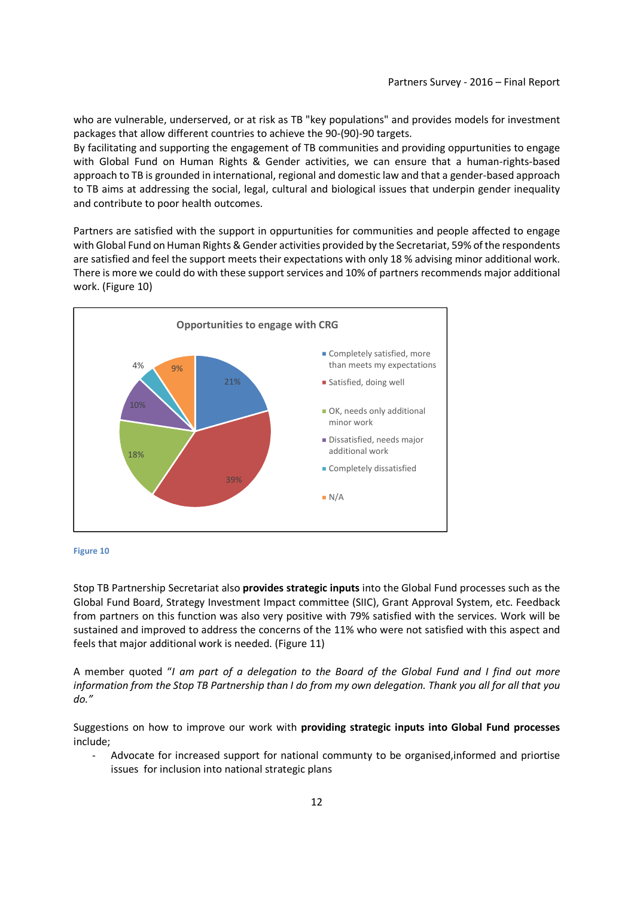who are vulnerable, underserved, or at risk as TB "key populations" and provides models for investment packages that allow different countries to achieve the 90-(90)-90 targets.
By facilitating and supporting the engagement of TB communities and providing oppurtunities to engage with Global Fund on Human Rights & Gender activities, we can ensure that a human-rights-based approach to TB is grounded in international, regional and domestic law and that a gender-based approach to TB aims at addressing the social, legal, cultural and biological issues that underpin gender inequality and contribute to poor health outcomes.

Partners are satisfied with the support in oppurtunities for communities and people affected to engage with Global Fund on Human Rights & Gender activities provided by the Secretariat, 59% of the respondents are satisfied and feel the support meets their expectations with only 18 % advising minor additional work. There is more we could do with these support services and 10% of partners recommends major additional work. (Figure 10)

Opportunities to engage with CRG

- Completely satisfied, more than meets my expectations
- Satisfied, doing well
- OK, needs only additional minor work
- Dissatisfied, needs major additional work
- Completely dissatisfied
- N/A

21%
39%
18%
10%
4%
9%

**Figure 10**

Stop TB Partnership Secretariat also **provides strategic inputs** into the Global Fund processes such as the Global Fund Board, Strategy Investment Impact committee (SIIC), Grant Approval System, etc. Feedback from partners on this function was also very positive with 79% satisfied with the services. Work will be sustained and improved to address the concerns of the 11% who were not satisfied with this aspect and feels that major additional work is needed. (Figure 11)

A member quoted *"I am part of a delegation to the Board of the Global Fund and I find out more information from the Stop TB Partnership than I do from my own delegation. Thank you all for all that you do."*

Suggestions on how to improve our work with **providing strategic inputs into Global Fund processes** include;

- Advocate for increased support for national communty to be organised,informed and priortise issues for inclusion into national strategic plans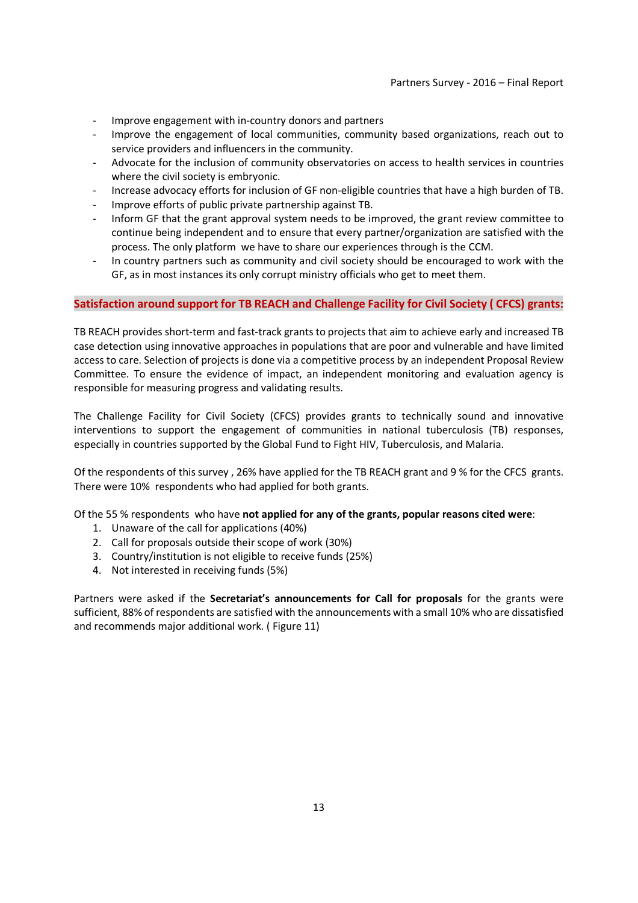- Improve engagement with in-country donors and partners
- Improve the engagement of local communities, community based organizations, reach out to service providers and influencers in the community.
- Advocate for the inclusion of community observatories on access to health services in countries where the civil society is embryonic.
- Increase advocacy efforts for inclusion of GF non-eligible countries that have a high burden of TB.
- Improve efforts of public private partnership against TB.
- Inform GF that the grant approval system needs to be improved, the grant review committee to continue being independent and to ensure that every partner/organization are satisfied with the process. The only platform we have to share our experiences through is the CCM.
- In country partners such as community and civil society should be encouraged to work with the GF, as in most instances its only corrupt ministry officials who get to meet them.

## Satisfaction around support for TB REACH and Challenge Facility for Civil Society ( CFCS) grants:

TB REACH provides short-term and fast-track grants to projects that aim to achieve early and increased TB case detection using innovative approaches in populations that are poor and vulnerable and have limited access to care. Selection of projects is done via a competitive process by an independent Proposal Review Committee. To ensure the evidence of impact, an independent monitoring and evaluation agency is responsible for measuring progress and validating results.

The Challenge Facility for Civil Society (CFCS) provides grants to technically sound and innovative interventions to support the engagement of communities in national tuberculosis (TB) responses, especially in countries supported by the Global Fund to Fight HIV, Tuberculosis, and Malaria.

Of the respondents of this survey , 26% have applied for the TB REACH grant and 9 % for the CFCS grants. There were 10% respondents who had applied for both grants.

Of the 55 % respondents who have **not applied for any of the grants, popular reasons cited were**:

1. Unaware of the call for applications (40%)
2. Call for proposals outside their scope of work (30%)
3. Country/institution is not eligible to receive funds (25%)
4. Not interested in receiving funds (5%)

Partners were asked if the **Secretariat's announcements for Call for proposals** for the grants were sufficient, 88% of respondents are satisfied with the announcements with a small 10% who are dissatisfied and recommends major additional work. ( Figure 11)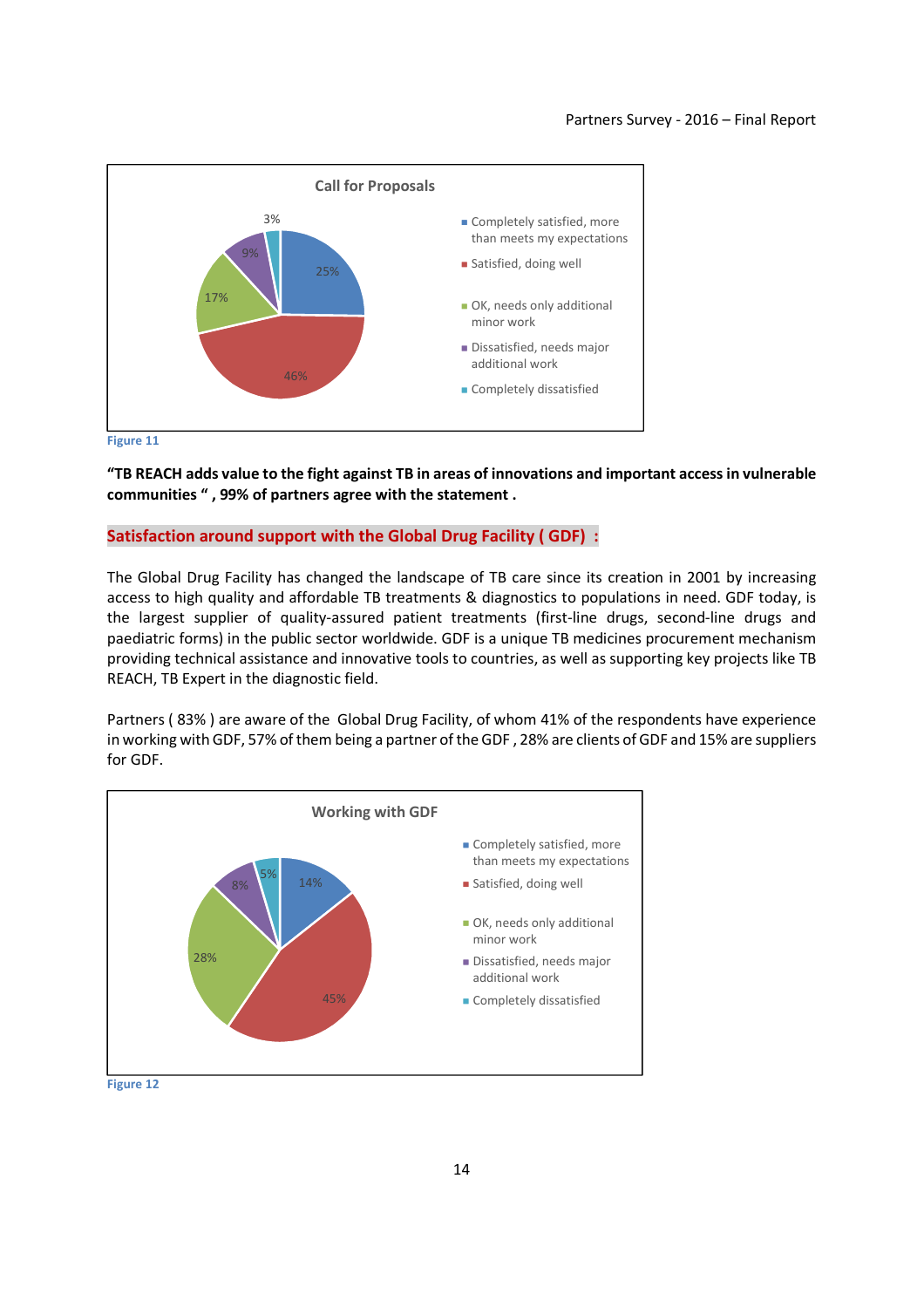Call for Proposals

3%
9%
25%
17%
46%

- Completely satisfied, more than meets my expectations
- Satisfied, doing well
- OK, needs only additional minor work
- Dissatisfied, needs major additional work
- Completely dissatisfied

Figure 11

**"TB REACH adds value to the fight against TB in areas of innovations and important access in vulnerable communities " , 99% of partners agree with the statement .**

## Satisfaction around support with the Global Drug Facility ( GDF) :

The Global Drug Facility has changed the landscape of TB care since its creation in 2001 by increasing access to high quality and affordable TB treatments & diagnostics to populations in need. GDF today, is the largest supplier of quality-assured patient treatments (first-line drugs, second-line drugs and paediatric forms) in the public sector worldwide. GDF is a unique TB medicines procurement mechanism providing technical assistance and innovative tools to countries, as well as supporting key projects like TB REACH, TB Expert in the diagnostic field.

Partners ( 83% ) are aware of the Global Drug Facility, of whom 41% of the respondents have experience in working with GDF, 57% of them being a partner of the GDF , 28% are clients of GDF and 15% are suppliers for GDF.

Working with GDF

5%
8%
14%
28%
45%

- Completely satisfied, more than meets my expectations
- Satisfied, doing well
- OK, needs only additional minor work
- Dissatisfied, needs major additional work
- Completely dissatisfied

Figure 12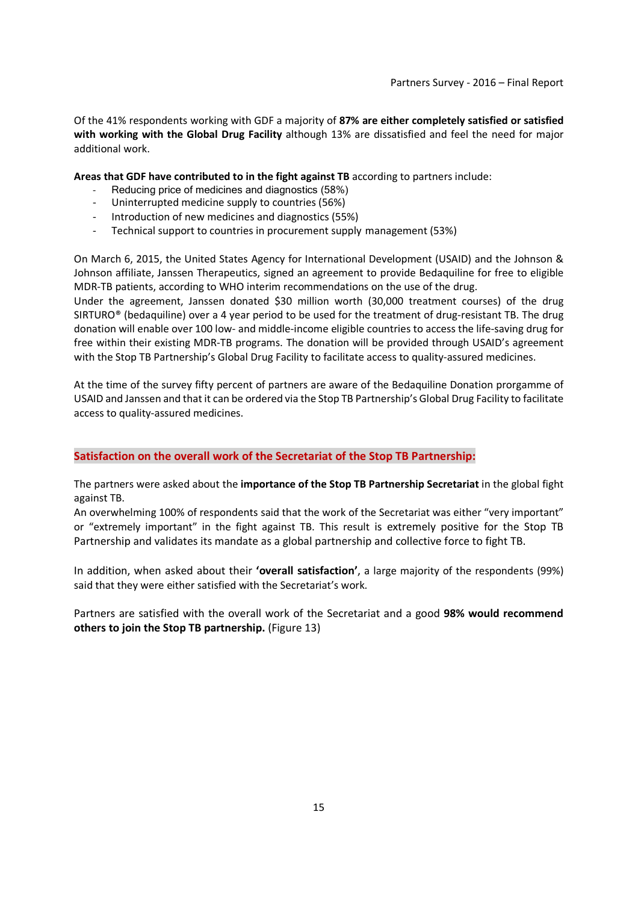Of the 41% respondents working with GDF a majority of **87% are either completely satisfied or satisfied with working with the Global Drug Facility** although 13% are dissatisfied and feel the need for major additional work.

**Areas that GDF have contributed to in the fight against TB** according to partners include:

- Reducing price of medicines and diagnostics (58%)
- Uninterrupted medicine supply to countries (56%)
- Introduction of new medicines and diagnostics (55%)
- Technical support to countries in procurement supply management (53%)

On March 6, 2015, the United States Agency for International Development (USAID) and the Johnson & Johnson affiliate, Janssen Therapeutics, signed an agreement to provide Bedaquiline for free to eligible MDR-TB patients, according to WHO interim recommendations on the use of the drug.
Under the agreement, Janssen donated $30 million worth (30,000 treatment courses) of the drug SIRTURO® (bedaquiline) over a 4 year period to be used for the treatment of drug-resistant TB. The drug donation will enable over 100 low- and middle-income eligible countries to access the life-saving drug for free within their existing MDR-TB programs. The donation will be provided through USAID's agreement with the Stop TB Partnership's Global Drug Facility to facilitate access to quality-assured medicines.

At the time of the survey fifty percent of partners are aware of the Bedaquiline Donation prorgamme of USAID and Janssen and that it can be ordered via the Stop TB Partnership's Global Drug Facility to facilitate access to quality-assured medicines.

## Satisfaction on the overall work of the Secretariat of the Stop TB Partnership:

The partners were asked about the **importance of the Stop TB Partnership Secretariat** in the global fight against TB.
An overwhelming 100% of respondents said that the work of the Secretariat was either "very important" or "extremely important" in the fight against TB. This result is extremely positive for the Stop TB Partnership and validates its mandate as a global partnership and collective force to fight TB.

In addition, when asked about their **'overall satisfaction'**, a large majority of the respondents (99%) said that they were either satisfied with the Secretariat's work.

Partners are satisfied with the overall work of the Secretariat and a good **98% would recommend others to join the Stop TB partnership.** (Figure 13)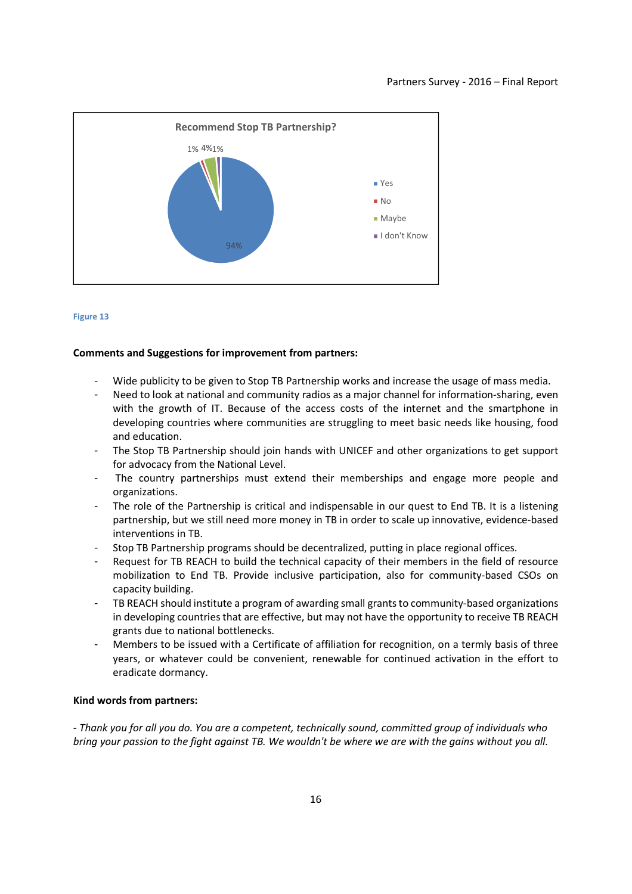Recommend Stop TB Partnership?

1% 4% 1%

94%

Yes

No

Maybe

I don't Know

Figure 13

**Comments and Suggestions for improvement from partners:**

- Wide publicity to be given to Stop TB Partnership works and increase the usage of mass media.
- Need to look at national and community radios as a major channel for information-sharing, even with the growth of IT. Because of the access costs of the internet and the smartphone in developing countries where communities are struggling to meet basic needs like housing, food and education.
- The Stop TB Partnership should join hands with UNICEF and other organizations to get support for advocacy from the National Level.
- The country partnerships must extend their memberships and engage more people and organizations.
- The role of the Partnership is critical and indispensable in our quest to End TB. It is a listening partnership, but we still need more money in TB in order to scale up innovative, evidence-based interventions in TB.
- Stop TB Partnership programs should be decentralized, putting in place regional offices.
- Request for TB REACH to build the technical capacity of their members in the field of resource mobilization to End TB. Provide inclusive participation, also for community-based CSOs on capacity building.
- TB REACH should institute a program of awarding small grants to community-based organizations in developing countries that are effective, but may not have the opportunity to receive TB REACH grants due to national bottlenecks.
- Members to be issued with a Certificate of affiliation for recognition, on a termly basis of three years, or whatever could be convenient, renewable for continued activation in the effort to eradicate dormancy.

**Kind words from partners:**

*- Thank you for all you do. You are a competent, technically sound, committed group of individuals who bring your passion to the fight against TB. We wouldn't be where we are with the gains without you all.*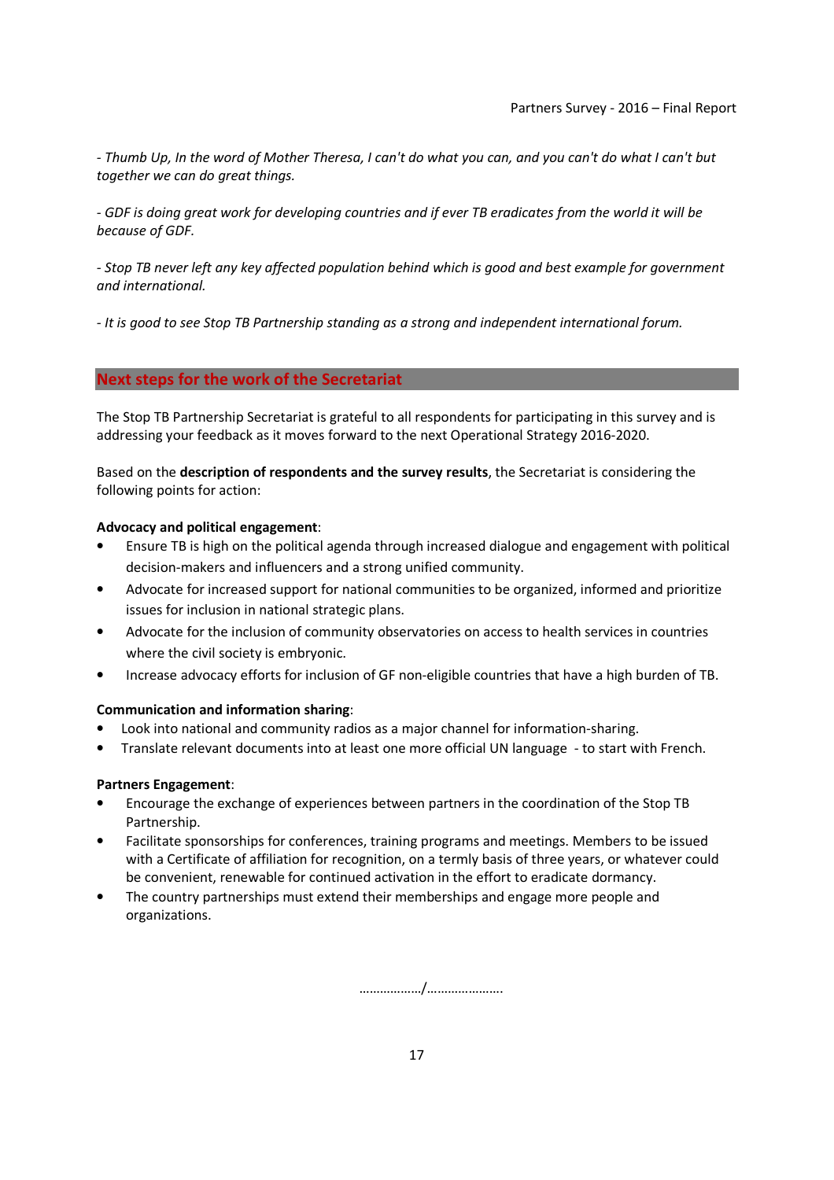*- Thumb Up, In the word of Mother Theresa, I can't do what you can, and you can't do what I can't but together we can do great things.*

*- GDF is doing great work for developing countries and if ever TB eradicates from the world it will be because of GDF.*

*- Stop TB never left any key affected population behind which is good and best example for government and international.*

*- It is good to see Stop TB Partnership standing as a strong and independent international forum.*

## Next steps for the work of the Secretariat

The Stop TB Partnership Secretariat is grateful to all respondents for participating in this survey and is addressing your feedback as it moves forward to the next Operational Strategy 2016-2020.

Based on the **description of respondents and the survey results**, the Secretariat is considering the following points for action:

**Advocacy and political engagement**:

- Ensure TB is high on the political agenda through increased dialogue and engagement with political decision-makers and influencers and a strong unified community.
- Advocate for increased support for national communities to be organized, informed and prioritize issues for inclusion in national strategic plans.
- Advocate for the inclusion of community observatories on access to health services in countries where the civil society is embryonic.
- Increase advocacy efforts for inclusion of GF non-eligible countries that have a high burden of TB.

**Communication and information sharing**:

- Look into national and community radios as a major channel for information-sharing.
- Translate relevant documents into at least one more official UN language - to start with French.

**Partners Engagement**:

- Encourage the exchange of experiences between partners in the coordination of the Stop TB Partnership.
- Facilitate sponsorships for conferences, training programs and meetings. Members to be issued with a Certificate of affiliation for recognition, on a termly basis of three years, or whatever could be convenient, renewable for continued activation in the effort to eradicate dormancy.
- The country partnerships must extend their memberships and engage more people and organizations.

………………/…………………